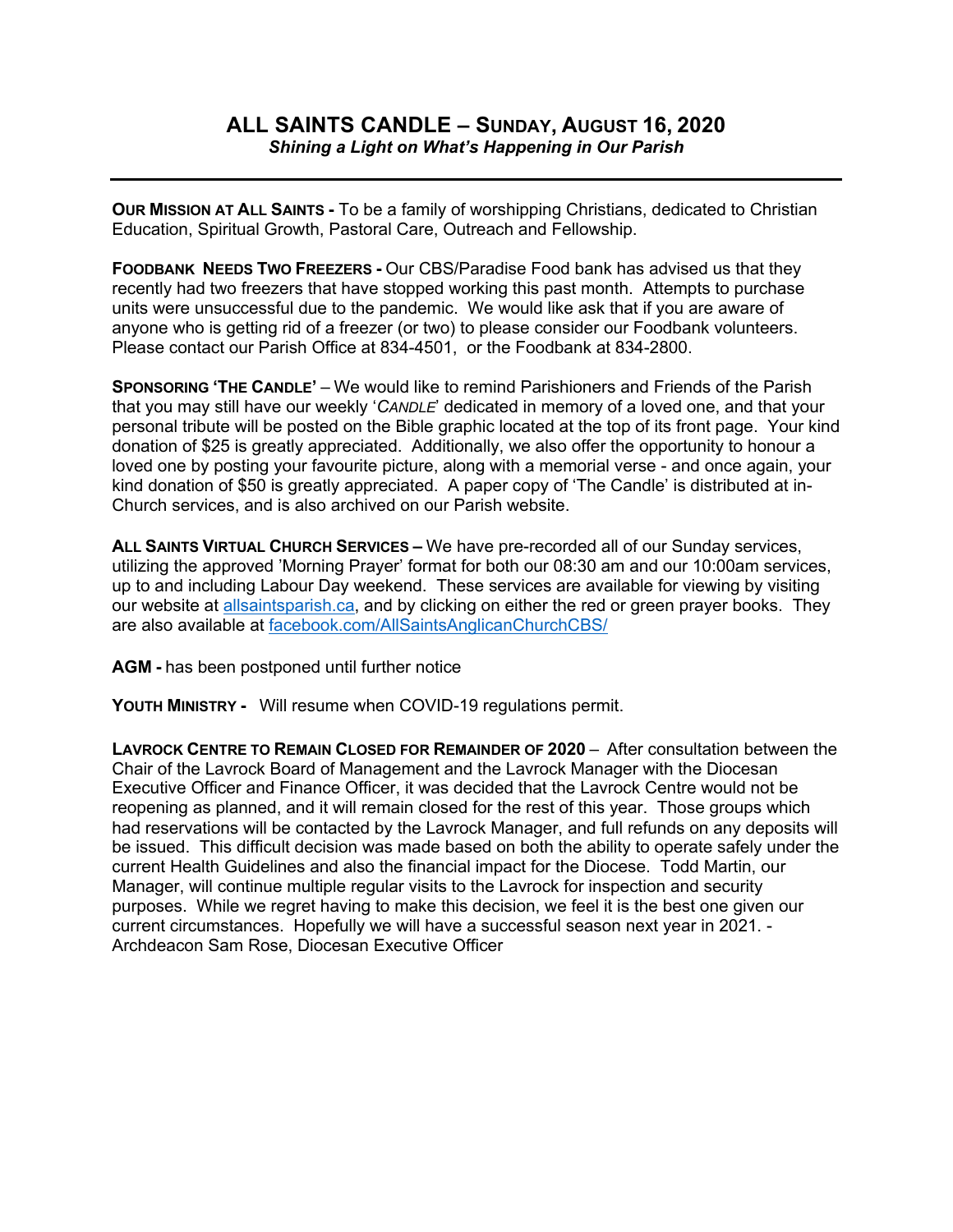# ALL SAINTS CANDLE – SUNDAY, AUGUST 16, 2020

***Shining a Light on What's Happening in Our Parish***

---

**OUR MISSION AT ALL SAINTS -** To be a family of worshipping Christians, dedicated to Christian Education, Spiritual Growth, Pastoral Care, Outreach and Fellowship.

**FOODBANK NEEDS TWO FREEZERS -** Our CBS/Paradise Food bank has advised us that they recently had two freezers that have stopped working this past month. Attempts to purchase units were unsuccessful due to the pandemic. We would like ask that if you are aware of anyone who is getting rid of a freezer (or two) to please consider our Foodbank volunteers. Please contact our Parish Office at 834-4501, or the Foodbank at 834-2800.

**SPONSORING 'THE CANDLE'** – We would like to remind Parishioners and Friends of the Parish that you may still have our weekly '*CANDLE*' dedicated in memory of a loved one, and that your personal tribute will be posted on the Bible graphic located at the top of its front page. Your kind donation of $25 is greatly appreciated. Additionally, we also offer the opportunity to honour a loved one by posting your favourite picture, along with a memorial verse - and once again, your kind donation of $50 is greatly appreciated. A paper copy of 'The Candle' is distributed at in-Church services, and is also archived on our Parish website.

**ALL SAINTS VIRTUAL CHURCH SERVICES –** We have pre-recorded all of our Sunday services, utilizing the approved 'Morning Prayer' format for both our 08:30 am and our 10:00am services, up to and including Labour Day weekend. These services are available for viewing by visiting our website at [allsaintsparish.ca](allsaintsparish.ca), and by clicking on either the red or green prayer books. They are also available at [facebook.com/AllSaintsAnglicanChurchCBS/](facebook.com/AllSaintsAnglicanChurchCBS/)

**AGM -** has been postponed until further notice

**YOUTH MINISTRY -** Will resume when COVID-19 regulations permit.

**LAVROCK CENTRE TO REMAIN CLOSED FOR REMAINDER OF 2020** – After consultation between the Chair of the Lavrock Board of Management and the Lavrock Manager with the Diocesan Executive Officer and Finance Officer, it was decided that the Lavrock Centre would not be reopening as planned, and it will remain closed for the rest of this year. Those groups which had reservations will be contacted by the Lavrock Manager, and full refunds on any deposits will be issued. This difficult decision was made based on both the ability to operate safely under the current Health Guidelines and also the financial impact for the Diocese. Todd Martin, our Manager, will continue multiple regular visits to the Lavrock for inspection and security purposes. While we regret having to make this decision, we feel it is the best one given our current circumstances. Hopefully we will have a successful season next year in 2021. - Archdeacon Sam Rose, Diocesan Executive Officer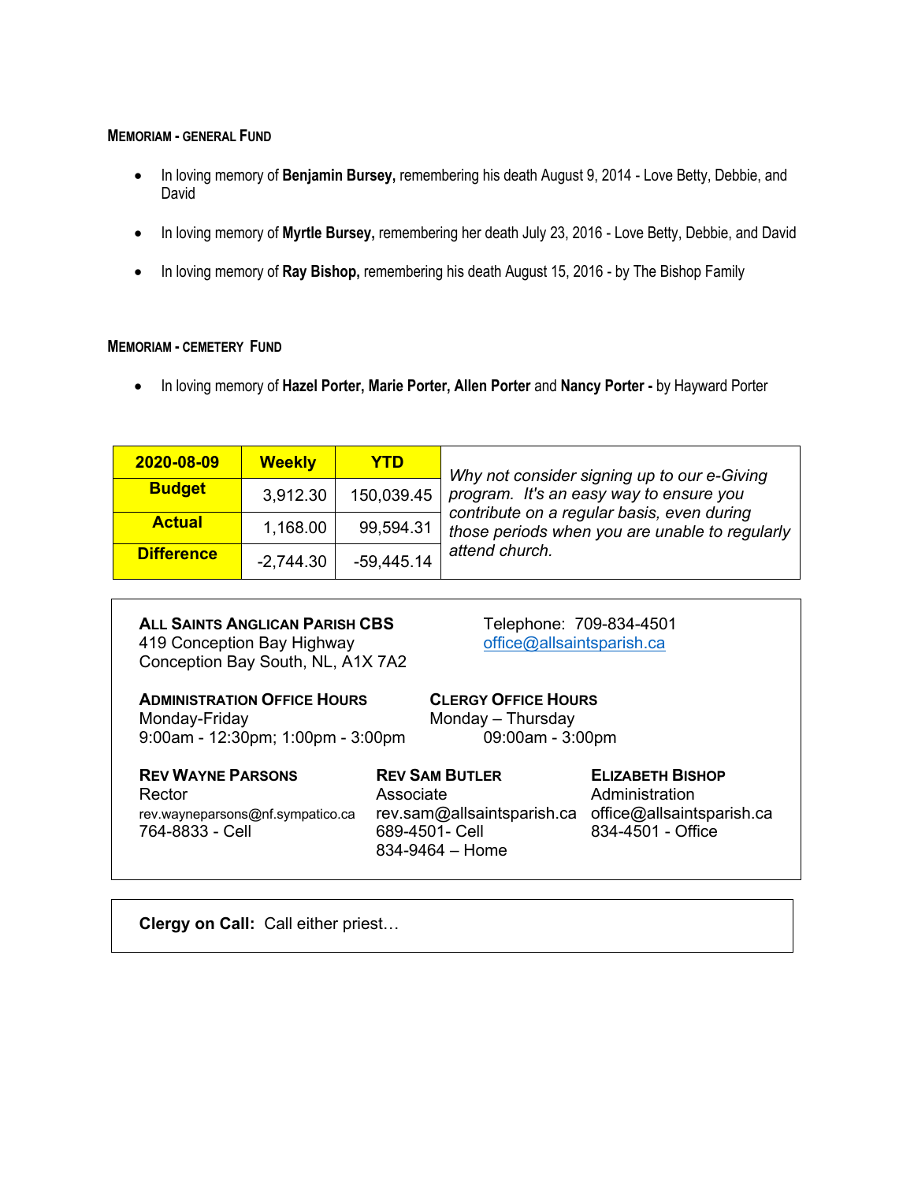### Memoriam - General Fund

- In loving memory of **Benjamin Bursey,** remembering his death August 9, 2014 - Love Betty, Debbie, and David
- In loving memory of **Myrtle Bursey,** remembering her death July 23, 2016 - Love Betty, Debbie, and David
- In loving memory of **Ray Bishop,** remembering his death August 15, 2016 - by The Bishop Family

### Memoriam - Cemetery Fund

- In loving memory of **Hazel Porter, Marie Porter, Allen Porter** and **Nancy Porter -** by Hayward Porter

| 2020-08-09 | Weekly | YTD |
|---|---|---|
| **Budget** | 3,912.30 | 150,039.45 |
| **Actual** | 1,168.00 | 99,594.31 |
| **Difference** | -2,744.30 | -59,445.14 |

*Why not consider signing up to our e-Giving program. It's an easy way to ensure you contribute on a regular basis, even during those periods when you are unable to regularly attend church.*

**All Saints Anglican Parish CBS**
419 Conception Bay Highway
Conception Bay South, NL, A1X 7A2

Telephone: 709-834-4501
office@allsaintsparish.ca

**Administration Office Hours**
Monday-Friday
9:00am - 12:30pm; 1:00pm - 3:00pm

**Clergy Office Hours**
Monday – Thursday
09:00am - 3:00pm

**Rev Wayne Parsons**
Rector
rev.wayneparsons@nf.sympatico.ca
764-8833 - Cell

**Rev Sam Butler**
Associate
rev.sam@allsaintsparish.ca
689-4501- Cell
834-9464 – Home

**Elizabeth Bishop**
Administration
office@allsaintsparish.ca
834-4501 - Office

**Clergy on Call:** Call either priest…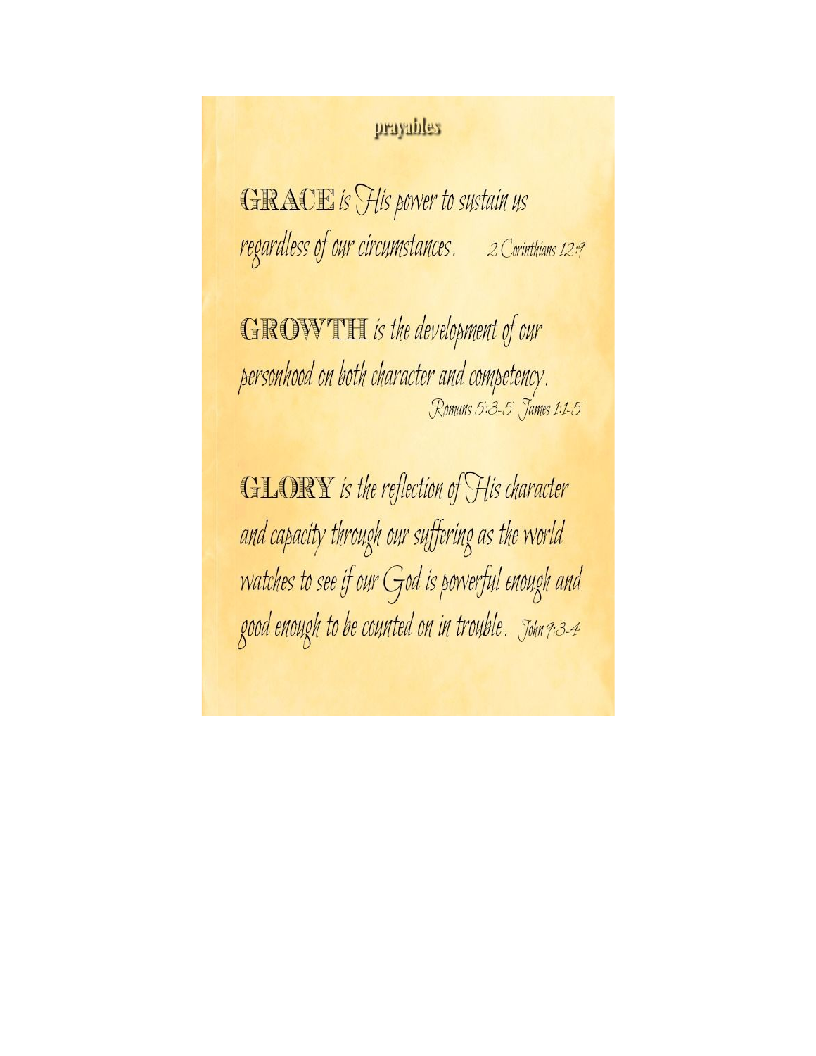prayables

**GRACE** *is His power to sustain us regardless of our circumstances.* 2 Corinthians 12:9

**GROWTH** *is the development of our personhood on both character and competency.* Romans 5:3-5 James 1:1-5

**GLORY** *is the reflection of His character and capacity through our suffering as the world watches to see if our God is powerful enough and good enough to be counted on in trouble.* John 9:3-4